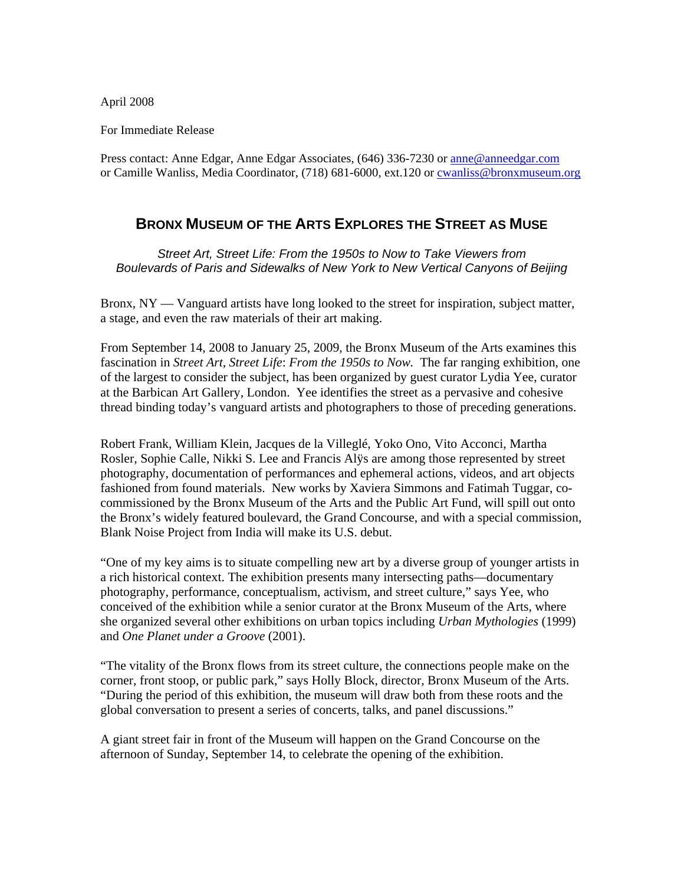April 2008

For Immediate Release

Press contact: Anne Edgar, Anne Edgar Associates, (646) 336-7230 or anne@anneedgar.com or Camille Wanliss, Media Coordinator, (718) 681-6000, ext.120 or cwanliss@bronxmuseum.org

## BRONX MUSEUM OF THE ARTS EXPLORES THE STREET AS MUSE

*Street Art, Street Life: From the 1950s to Now to Take Viewers from Boulevards of Paris and Sidewalks of New York to New Vertical Canyons of Beijing*

Bronx, NY — Vanguard artists have long looked to the street for inspiration, subject matter, a stage, and even the raw materials of their art making.

From September 14, 2008 to January 25, 2009, the Bronx Museum of the Arts examines this fascination in *Street Art, Street Life*: *From the 1950s to Now.* The far ranging exhibition, one of the largest to consider the subject, has been organized by guest curator Lydia Yee, curator at the Barbican Art Gallery, London. Yee identifies the street as a pervasive and cohesive thread binding today's vanguard artists and photographers to those of preceding generations.

Robert Frank, William Klein, Jacques de la Villeglé, Yoko Ono, Vito Acconci, Martha Rosler, Sophie Calle, Nikki S. Lee and Francis Alÿs are among those represented by street photography, documentation of performances and ephemeral actions, videos, and art objects fashioned from found materials. New works by Xaviera Simmons and Fatimah Tuggar, co-commissioned by the Bronx Museum of the Arts and the Public Art Fund, will spill out onto the Bronx's widely featured boulevard, the Grand Concourse, and with a special commission, Blank Noise Project from India will make its U.S. debut.

"One of my key aims is to situate compelling new art by a diverse group of younger artists in a rich historical context. The exhibition presents many intersecting paths—documentary photography, performance, conceptualism, activism, and street culture," says Yee, who conceived of the exhibition while a senior curator at the Bronx Museum of the Arts, where she organized several other exhibitions on urban topics including *Urban Mythologies* (1999) and *One Planet under a Groove* (2001).

"The vitality of the Bronx flows from its street culture, the connections people make on the corner, front stoop, or public park," says Holly Block, director, Bronx Museum of the Arts. "During the period of this exhibition, the museum will draw both from these roots and the global conversation to present a series of concerts, talks, and panel discussions."

A giant street fair in front of the Museum will happen on the Grand Concourse on the afternoon of Sunday, September 14, to celebrate the opening of the exhibition.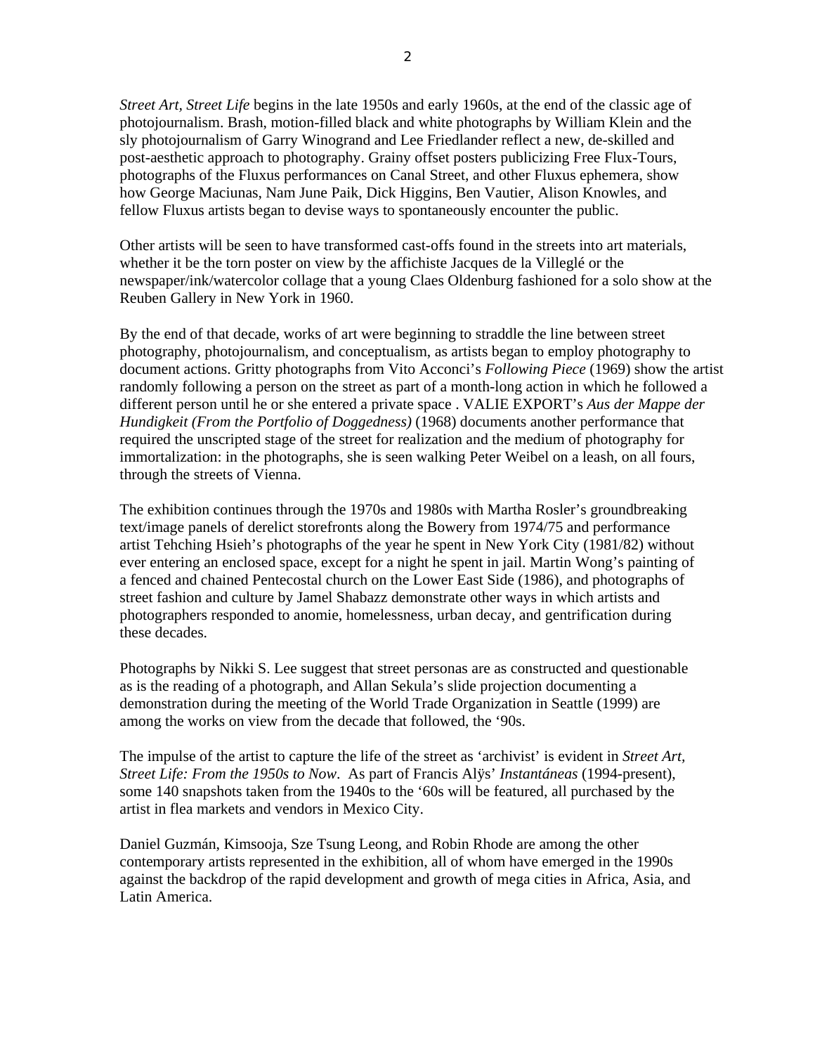*Street Art, Street Life* begins in the late 1950s and early 1960s, at the end of the classic age of photojournalism. Brash, motion-filled black and white photographs by William Klein and the sly photojournalism of Garry Winogrand and Lee Friedlander reflect a new, de-skilled and post-aesthetic approach to photography. Grainy offset posters publicizing Free Flux-Tours, photographs of the Fluxus performances on Canal Street, and other Fluxus ephemera, show how George Maciunas, Nam June Paik, Dick Higgins, Ben Vautier, Alison Knowles, and fellow Fluxus artists began to devise ways to spontaneously encounter the public.

Other artists will be seen to have transformed cast-offs found in the streets into art materials, whether it be the torn poster on view by the affichiste Jacques de la Villeglé or the newspaper/ink/watercolor collage that a young Claes Oldenburg fashioned for a solo show at the Reuben Gallery in New York in 1960.

By the end of that decade, works of art were beginning to straddle the line between street photography, photojournalism, and conceptualism, as artists began to employ photography to document actions. Gritty photographs from Vito Acconci's *Following Piece* (1969) show the artist randomly following a person on the street as part of a month-long action in which he followed a different person until he or she entered a private space . VALIE EXPORT's *Aus der Mappe der Hundigkeit (From the Portfolio of Doggedness)* (1968) documents another performance that required the unscripted stage of the street for realization and the medium of photography for immortalization: in the photographs, she is seen walking Peter Weibel on a leash, on all fours, through the streets of Vienna.

The exhibition continues through the 1970s and 1980s with Martha Rosler's groundbreaking text/image panels of derelict storefronts along the Bowery from 1974/75 and performance artist Tehching Hsieh's photographs of the year he spent in New York City (1981/82) without ever entering an enclosed space, except for a night he spent in jail. Martin Wong's painting of a fenced and chained Pentecostal church on the Lower East Side (1986), and photographs of street fashion and culture by Jamel Shabazz demonstrate other ways in which artists and photographers responded to anomie, homelessness, urban decay, and gentrification during these decades.

Photographs by Nikki S. Lee suggest that street personas are as constructed and questionable as is the reading of a photograph, and Allan Sekula's slide projection documenting a demonstration during the meeting of the World Trade Organization in Seattle (1999) are among the works on view from the decade that followed, the '90s.

The impulse of the artist to capture the life of the street as 'archivist' is evident in *Street Art, Street Life: From the 1950s to Now*. As part of Francis Alÿs' *Instantáneas* (1994-present), some 140 snapshots taken from the 1940s to the '60s will be featured, all purchased by the artist in flea markets and vendors in Mexico City.

Daniel Guzmán, Kimsooja, Sze Tsung Leong, and Robin Rhode are among the other contemporary artists represented in the exhibition, all of whom have emerged in the 1990s against the backdrop of the rapid development and growth of mega cities in Africa, Asia, and Latin America.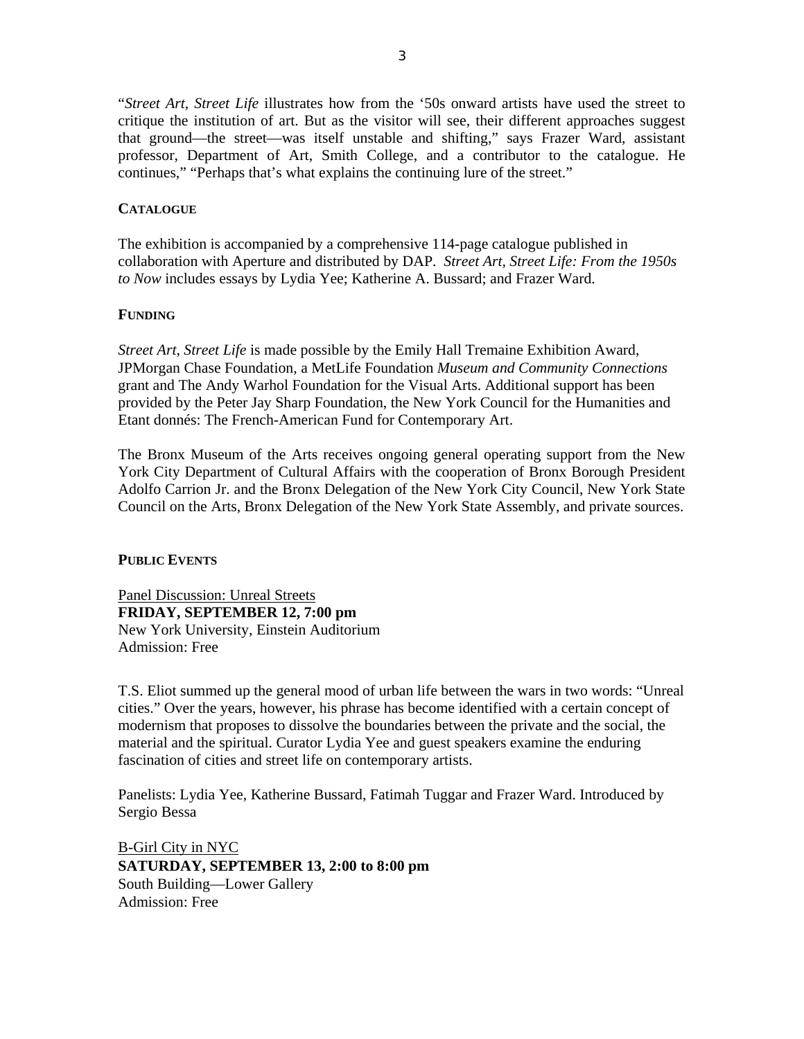"*Street Art, Street Life* illustrates how from the '50s onward artists have used the street to critique the institution of art. But as the visitor will see, their different approaches suggest that ground—the street—was itself unstable and shifting," says Frazer Ward, assistant professor, Department of Art, Smith College, and a contributor to the catalogue. He continues," "Perhaps that's what explains the continuing lure of the street."

## CATALOGUE

The exhibition is accompanied by a comprehensive 114-page catalogue published in collaboration with Aperture and distributed by DAP. *Street Art, Street Life: From the 1950s to Now* includes essays by Lydia Yee; Katherine A. Bussard; and Frazer Ward.

## FUNDING

*Street Art, Street Life* is made possible by the Emily Hall Tremaine Exhibition Award, JPMorgan Chase Foundation, a MetLife Foundation *Museum and Community Connections* grant and The Andy Warhol Foundation for the Visual Arts. Additional support has been provided by the Peter Jay Sharp Foundation, the New York Council for the Humanities and Etant donnés: The French-American Fund for Contemporary Art.

The Bronx Museum of the Arts receives ongoing general operating support from the New York City Department of Cultural Affairs with the cooperation of Bronx Borough President Adolfo Carrion Jr. and the Bronx Delegation of the New York City Council, New York State Council on the Arts, Bronx Delegation of the New York State Assembly, and private sources.

## PUBLIC EVENTS

Panel Discussion: Unreal Streets
**FRIDAY, SEPTEMBER 12, 7:00 pm**
New York University, Einstein Auditorium
Admission: Free

T.S. Eliot summed up the general mood of urban life between the wars in two words: "Unreal cities." Over the years, however, his phrase has become identified with a certain concept of modernism that proposes to dissolve the boundaries between the private and the social, the material and the spiritual. Curator Lydia Yee and guest speakers examine the enduring fascination of cities and street life on contemporary artists.

Panelists: Lydia Yee, Katherine Bussard, Fatimah Tuggar and Frazer Ward. Introduced by Sergio Bessa

B-Girl City in NYC
**SATURDAY, SEPTEMBER 13, 2:00 to 8:00 pm**
South Building—Lower Gallery
Admission: Free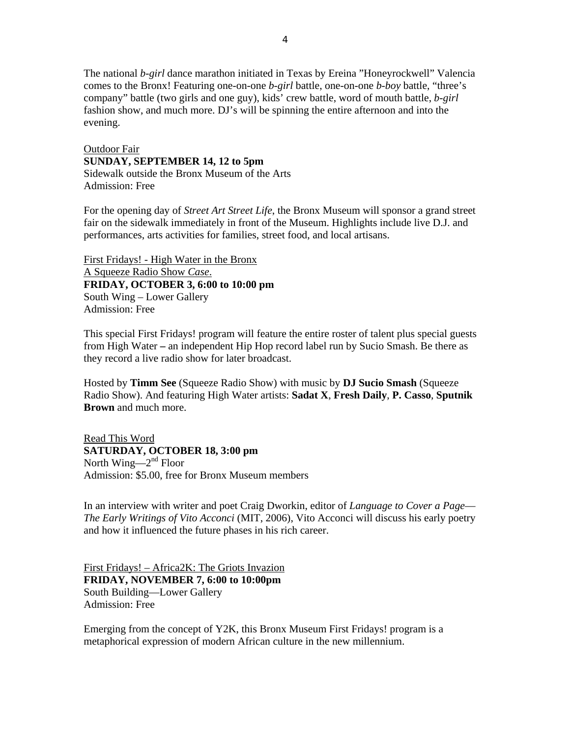The national *b-girl* dance marathon initiated in Texas by Ereina "Honeyrockwell" Valencia comes to the Bronx! Featuring one-on-one *b-girl* battle, one-on-one *b-boy* battle, "three's company" battle (two girls and one guy), kids' crew battle, word of mouth battle, *b-girl* fashion show, and much more. DJ's will be spinning the entire afternoon and into the evening.

Outdoor Fair
**SUNDAY, SEPTEMBER 14, 12 to 5pm**
Sidewalk outside the Bronx Museum of the Arts
Admission: Free

For the opening day of *Street Art Street Life*, the Bronx Museum will sponsor a grand street fair on the sidewalk immediately in front of the Museum. Highlights include live D.J. and performances, arts activities for families, street food, and local artisans.

First Fridays! - High Water in the Bronx
A Squeeze Radio Show *Case*.
**FRIDAY, OCTOBER 3, 6:00 to 10:00 pm**
South Wing – Lower Gallery
Admission: Free

This special First Fridays! program will feature the entire roster of talent plus special guests from High Water **–** an independent Hip Hop record label run by Sucio Smash. Be there as they record a live radio show for later broadcast.

Hosted by **Timm See** (Squeeze Radio Show) with music by **DJ Sucio Smash** (Squeeze Radio Show). And featuring High Water artists: **Sadat X**, **Fresh Daily**, **P. Casso**, **Sputnik Brown** and much more.

Read This Word
**SATURDAY, OCTOBER 18, 3:00 pm**
North Wing—2nd Floor
Admission: $5.00, free for Bronx Museum members

In an interview with writer and poet Craig Dworkin, editor of *Language to Cover a Page—The Early Writings of Vito Acconci* (MIT, 2006), Vito Acconci will discuss his early poetry and how it influenced the future phases in his rich career.

First Fridays! – Africa2K: The Griots Invazion
**FRIDAY, NOVEMBER 7, 6:00 to 10:00pm**
South Building—Lower Gallery
Admission: Free

Emerging from the concept of Y2K, this Bronx Museum First Fridays! program is a metaphorical expression of modern African culture in the new millennium.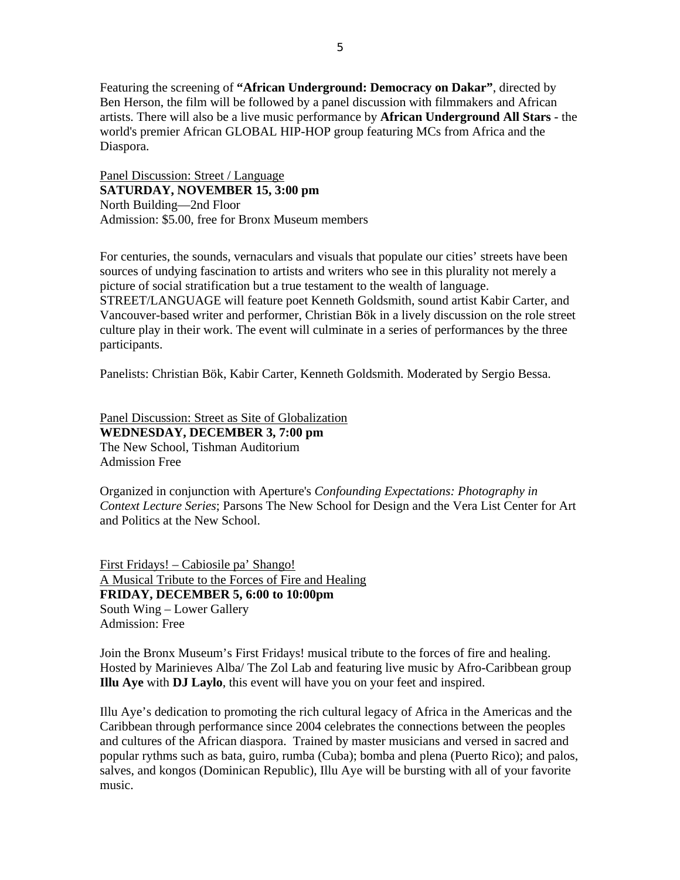Featuring the screening of **"African Underground: Democracy on Dakar"**, directed by Ben Herson, the film will be followed by a panel discussion with filmmakers and African artists. There will also be a live music performance by **African Underground All Stars** - the world's premier African GLOBAL HIP-HOP group featuring MCs from Africa and the Diaspora.

Panel Discussion: Street / Language
**SATURDAY, NOVEMBER 15, 3:00 pm**
North Building—2nd Floor
Admission: $5.00, free for Bronx Museum members

For centuries, the sounds, vernaculars and visuals that populate our cities' streets have been sources of undying fascination to artists and writers who see in this plurality not merely a picture of social stratification but a true testament to the wealth of language. STREET/LANGUAGE will feature poet Kenneth Goldsmith, sound artist Kabir Carter, and Vancouver-based writer and performer, Christian Bök in a lively discussion on the role street culture play in their work. The event will culminate in a series of performances by the three participants.

Panelists: Christian Bök, Kabir Carter, Kenneth Goldsmith. Moderated by Sergio Bessa.

Panel Discussion: Street as Site of Globalization
**WEDNESDAY, DECEMBER 3, 7:00 pm**
The New School, Tishman Auditorium
Admission Free

Organized in conjunction with Aperture's *Confounding Expectations: Photography in Context Lecture Series*; Parsons The New School for Design and the Vera List Center for Art and Politics at the New School.

First Fridays! – Cabiosile pa' Shango!
A Musical Tribute to the Forces of Fire and Healing
**FRIDAY, DECEMBER 5, 6:00 to 10:00pm**
South Wing – Lower Gallery
Admission: Free

Join the Bronx Museum's First Fridays! musical tribute to the forces of fire and healing. Hosted by Marinieves Alba/ The Zol Lab and featuring live music by Afro-Caribbean group **Illu Aye** with **DJ Laylo**, this event will have you on your feet and inspired.

Illu Aye's dedication to promoting the rich cultural legacy of Africa in the Americas and the Caribbean through performance since 2004 celebrates the connections between the peoples and cultures of the African diaspora. Trained by master musicians and versed in sacred and popular rythms such as bata, guiro, rumba (Cuba); bomba and plena (Puerto Rico); and palos, salves, and kongos (Dominican Republic), Illu Aye will be bursting with all of your favorite music.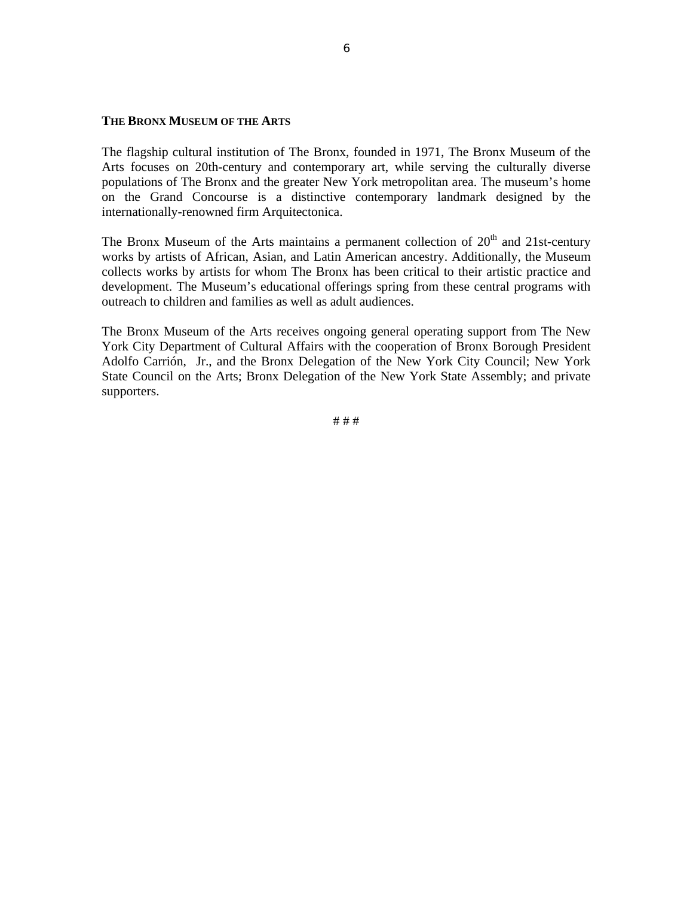**THE BRONX MUSEUM OF THE ARTS**

The flagship cultural institution of The Bronx, founded in 1971, The Bronx Museum of the Arts focuses on 20th-century and contemporary art, while serving the culturally diverse populations of The Bronx and the greater New York metropolitan area. The museum's home on the Grand Concourse is a distinctive contemporary landmark designed by the internationally-renowned firm Arquitectonica.

The Bronx Museum of the Arts maintains a permanent collection of $20^{th}$ and 21st-century works by artists of African, Asian, and Latin American ancestry. Additionally, the Museum collects works by artists for whom The Bronx has been critical to their artistic practice and development. The Museum's educational offerings spring from these central programs with outreach to children and families as well as adult audiences.

The Bronx Museum of the Arts receives ongoing general operating support from The New York City Department of Cultural Affairs with the cooperation of Bronx Borough President Adolfo Carrión, Jr., and the Bronx Delegation of the New York City Council; New York State Council on the Arts; Bronx Delegation of the New York State Assembly; and private supporters.

# # #